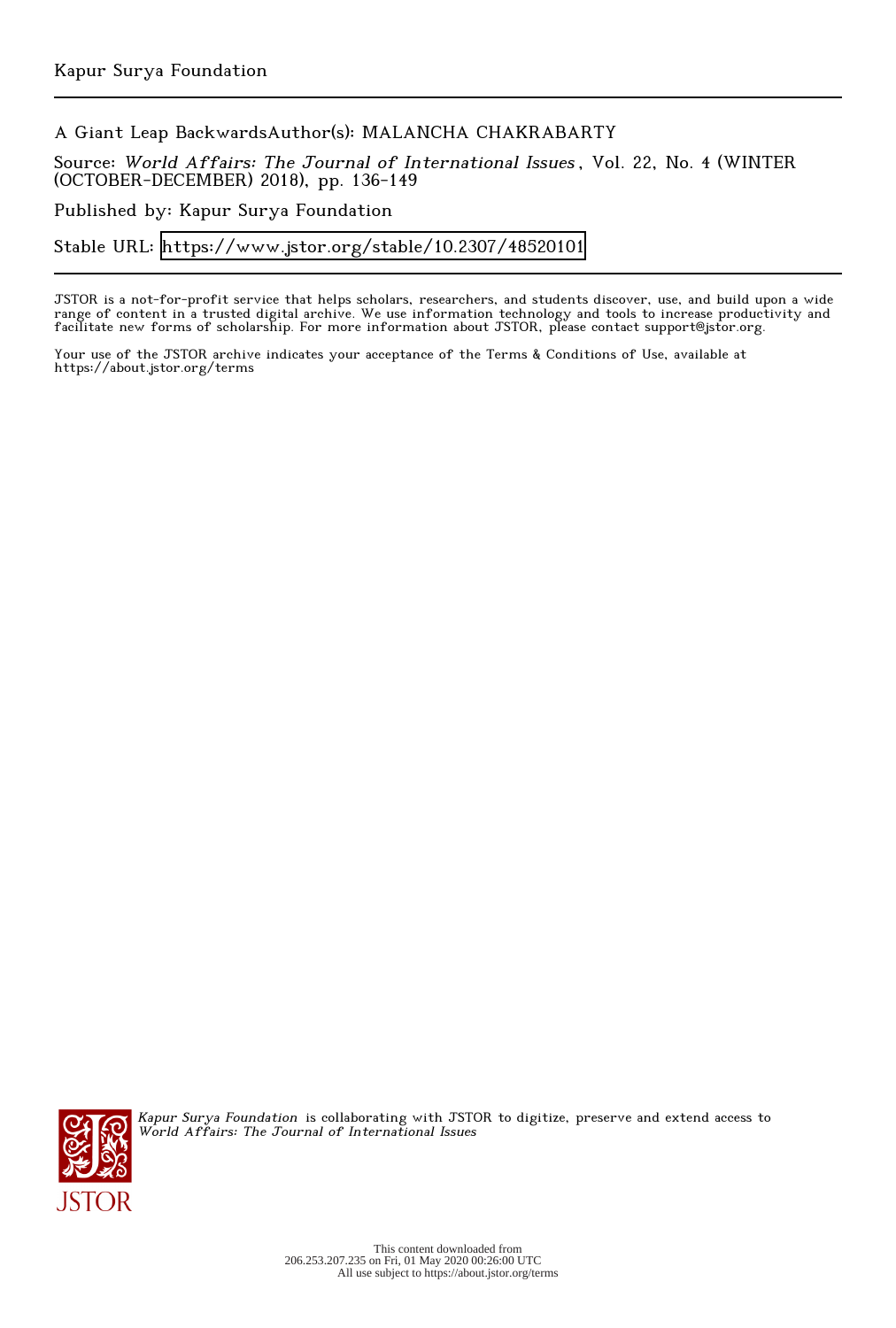Kapur Surya Foundation

A Giant Leap BackwardsAuthor(s): MALANCHA CHAKRABARTY

Source: *World Affairs: The Journal of International Issues*, Vol. 22, No. 4 (WINTER (OCTOBER-DECEMBER) 2018), pp. 136-149

Published by: Kapur Surya Foundation

Stable URL: https://www.jstor.org/stable/10.2307/48520101

JSTOR is a not-for-profit service that helps scholars, researchers, and students discover, use, and build upon a wide range of content in a trusted digital archive. We use information technology and tools to increase productivity and facilitate new forms of scholarship. For more information about JSTOR, please contact support@jstor.org.

Your use of the JSTOR archive indicates your acceptance of the Terms & Conditions of Use, available at https://about.jstor.org/terms

*Kapur Surya Foundation* is collaborating with JSTOR to digitize, preserve and extend access to *World Affairs: The Journal of International Issues*

This content downloaded from 206.253.207.235 on Fri, 01 May 2020 00:26:00 UTC
All use subject to https://about.jstor.org/terms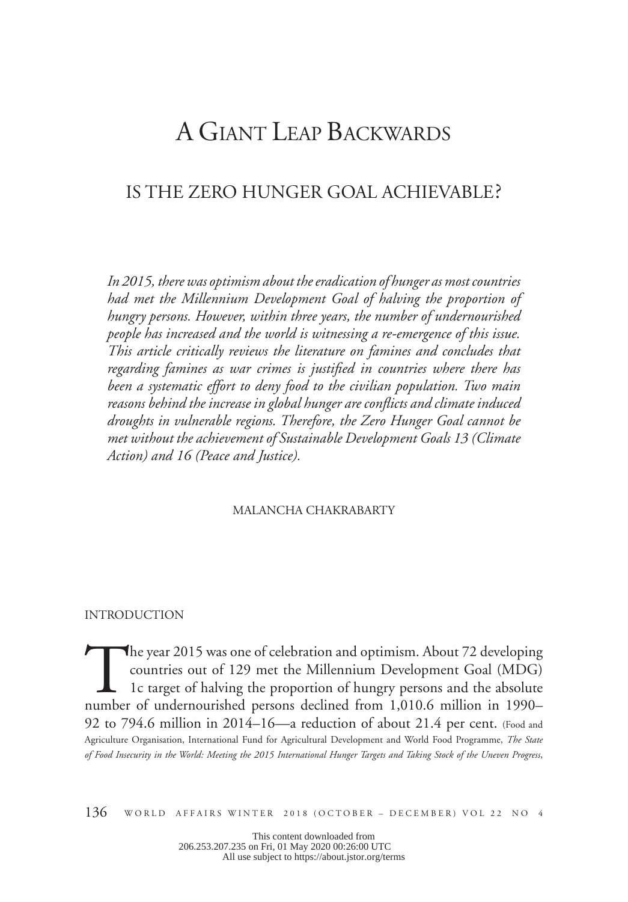# A Giant Leap Backwards

## Is the Zero Hunger Goal Achievable?

*In 2015, there was optimism about the eradication of hunger as most countries had met the Millennium Development Goal of halving the proportion of hungry persons. However, within three years, the number of undernourished people has increased and the world is witnessing a re-emergence of this issue. This article critically reviews the literature on famines and concludes that regarding famines as war crimes is justified in countries where there has been a systematic effort to deny food to the civilian population. Two main reasons behind the increase in global hunger are conflicts and climate induced droughts in vulnerable regions. Therefore, the Zero Hunger Goal cannot be met without the achievement of Sustainable Development Goals 13 (Climate Action) and 16 (Peace and Justice).*

MALANCHA CHAKRABARTY

### INTRODUCTION

The year 2015 was one of celebration and optimism. About 72 developing countries out of 129 met the Millennium Development Goal (MDG) 1c target of halving the proportion of hungry persons and the absolute number of undernourished persons declined from 1,010.6 million in 1990–92 to 794.6 million in 2014–16—a reduction of about 21.4 per cent. (Food and Agriculture Organisation, International Fund for Agricultural Development and World Food Programme, *The State of Food Insecurity in the World: Meeting the 2015 International Hunger Targets and Taking Stock of the Uneven Progress*,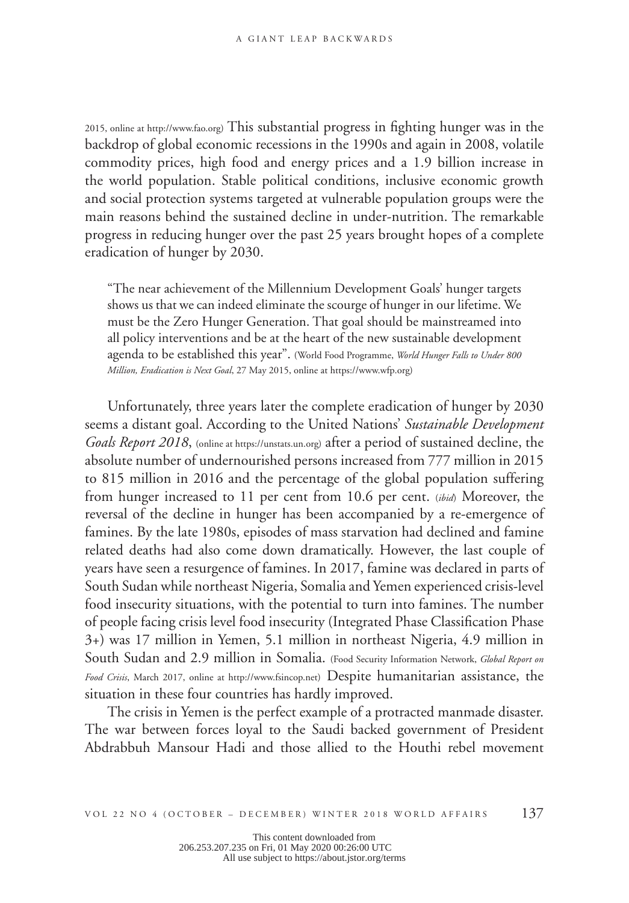2015, online at http://www.fao.org) This substantial progress in fighting hunger was in the backdrop of global economic recessions in the 1990s and again in 2008, volatile commodity prices, high food and energy prices and a 1.9 billion increase in the world population. Stable political conditions, inclusive economic growth and social protection systems targeted at vulnerable population groups were the main reasons behind the sustained decline in under-nutrition. The remarkable progress in reducing hunger over the past 25 years brought hopes of a complete eradication of hunger by 2030.

> "The near achievement of the Millennium Development Goals' hunger targets shows us that we can indeed eliminate the scourge of hunger in our lifetime. We must be the Zero Hunger Generation. That goal should be mainstreamed into all policy interventions and be at the heart of the new sustainable development agenda to be established this year". (World Food Programme, *World Hunger Falls to Under 800 Million, Eradication is Next Goal*, 27 May 2015, online at https://www.wfp.org)

Unfortunately, three years later the complete eradication of hunger by 2030 seems a distant goal. According to the United Nations' *Sustainable Development Goals Report 2018*, (online at https://unstats.un.org) after a period of sustained decline, the absolute number of undernourished persons increased from 777 million in 2015 to 815 million in 2016 and the percentage of the global population suffering from hunger increased to 11 per cent from 10.6 per cent. (*ibid*) Moreover, the reversal of the decline in hunger has been accompanied by a re-emergence of famines. By the late 1980s, episodes of mass starvation had declined and famine related deaths had also come down dramatically. However, the last couple of years have seen a resurgence of famines. In 2017, famine was declared in parts of South Sudan while northeast Nigeria, Somalia and Yemen experienced crisis-level food insecurity situations, with the potential to turn into famines. The number of people facing crisis level food insecurity (Integrated Phase Classification Phase 3+) was 17 million in Yemen, 5.1 million in northeast Nigeria, 4.9 million in South Sudan and 2.9 million in Somalia. (Food Security Information Network, *Global Report on Food Crisis*, March 2017, online at http://www.fsincop.net) Despite humanitarian assistance, the situation in these four countries has hardly improved.

The crisis in Yemen is the perfect example of a protracted manmade disaster. The war between forces loyal to the Saudi backed government of President Abdrabbuh Mansour Hadi and those allied to the Houthi rebel movement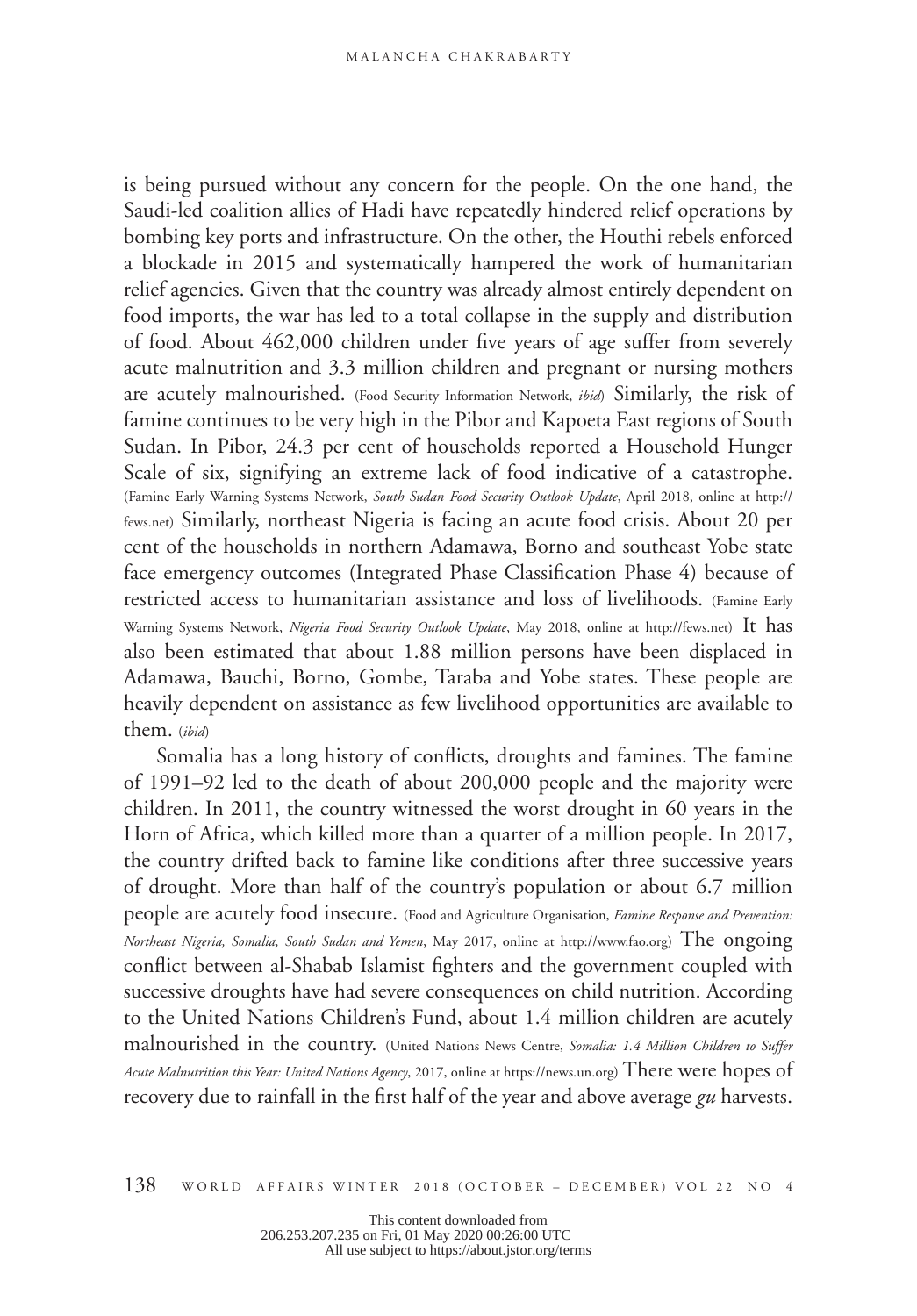is being pursued without any concern for the people. On the one hand, the Saudi-led coalition allies of Hadi have repeatedly hindered relief operations by bombing key ports and infrastructure. On the other, the Houthi rebels enforced a blockade in 2015 and systematically hampered the work of humanitarian relief agencies. Given that the country was already almost entirely dependent on food imports, the war has led to a total collapse in the supply and distribution of food. About 462,000 children under five years of age suffer from severely acute malnutrition and 3.3 million children and pregnant or nursing mothers are acutely malnourished. (Food Security Information Network, *ibid*) Similarly, the risk of famine continues to be very high in the Pibor and Kapoeta East regions of South Sudan. In Pibor, 24.3 per cent of households reported a Household Hunger Scale of six, signifying an extreme lack of food indicative of a catastrophe. (Famine Early Warning Systems Network, *South Sudan Food Security Outlook Update*, April 2018, online at http://fews.net) Similarly, northeast Nigeria is facing an acute food crisis. About 20 per cent of the households in northern Adamawa, Borno and southeast Yobe state face emergency outcomes (Integrated Phase Classification Phase 4) because of restricted access to humanitarian assistance and loss of livelihoods. (Famine Early Warning Systems Network, *Nigeria Food Security Outlook Update*, May 2018, online at http://fews.net) It has also been estimated that about 1.88 million persons have been displaced in Adamawa, Bauchi, Borno, Gombe, Taraba and Yobe states. These people are heavily dependent on assistance as few livelihood opportunities are available to them. (*ibid*)

Somalia has a long history of conflicts, droughts and famines. The famine of 1991–92 led to the death of about 200,000 people and the majority were children. In 2011, the country witnessed the worst drought in 60 years in the Horn of Africa, which killed more than a quarter of a million people. In 2017, the country drifted back to famine like conditions after three successive years of drought. More than half of the country's population or about 6.7 million people are acutely food insecure. (Food and Agriculture Organisation, *Famine Response and Prevention: Northeast Nigeria, Somalia, South Sudan and Yemen*, May 2017, online at http://www.fao.org) The ongoing conflict between al-Shabab Islamist fighters and the government coupled with successive droughts have had severe consequences on child nutrition. According to the United Nations Children's Fund, about 1.4 million children are acutely malnourished in the country. (United Nations News Centre, *Somalia: 1.4 Million Children to Suffer Acute Malnutrition this Year: United Nations Agency*, 2017, online at https://news.un.org) There were hopes of recovery due to rainfall in the first half of the year and above average *gu* harvests.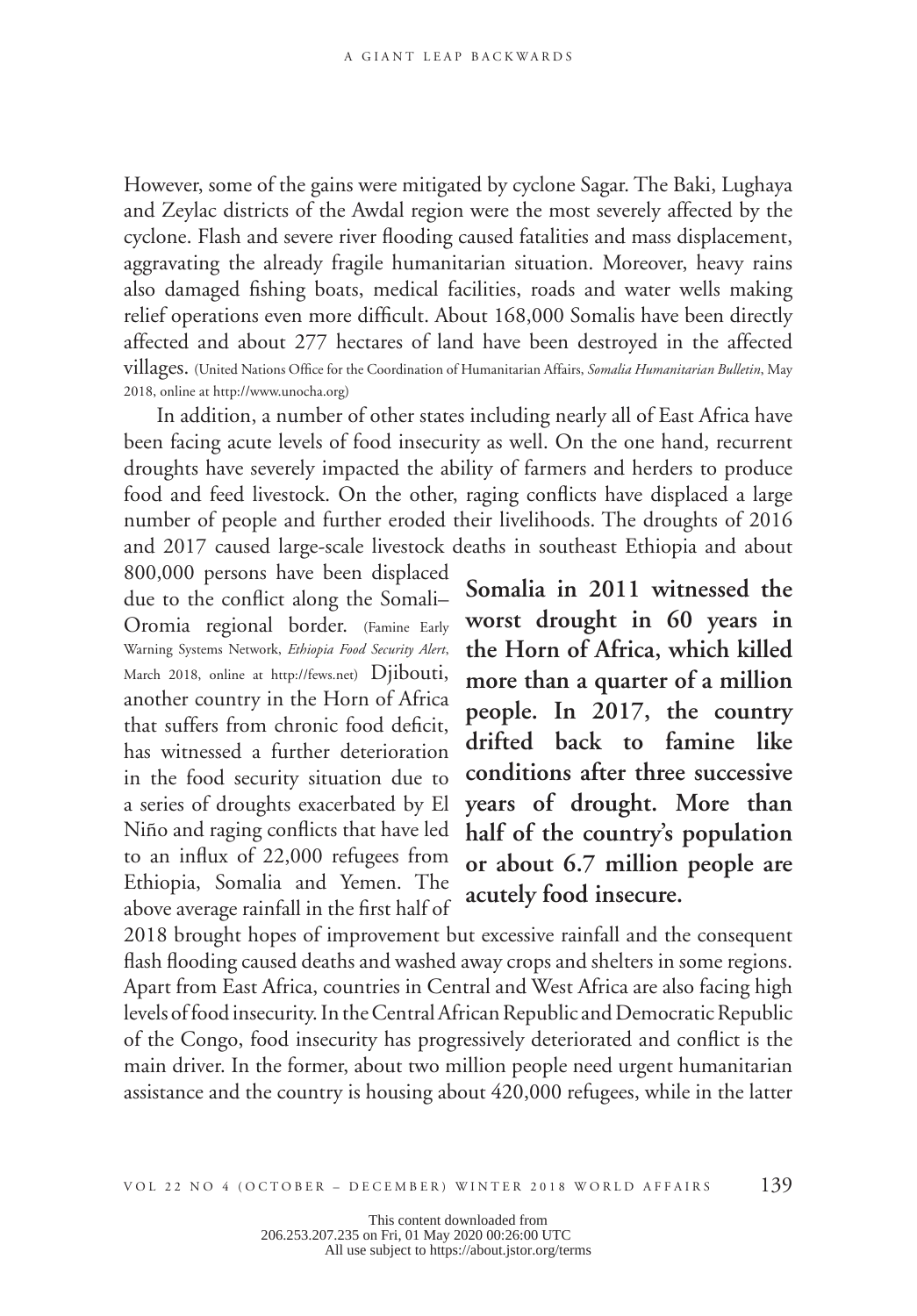However, some of the gains were mitigated by cyclone Sagar. The Baki, Lughaya and Zeylac districts of the Awdal region were the most severely affected by the cyclone. Flash and severe river flooding caused fatalities and mass displacement, aggravating the already fragile humanitarian situation. Moreover, heavy rains also damaged fishing boats, medical facilities, roads and water wells making relief operations even more difficult. About 168,000 Somalis have been directly affected and about 277 hectares of land have been destroyed in the affected villages. (United Nations Office for the Coordination of Humanitarian Affairs, *Somalia Humanitarian Bulletin*, May 2018, online at http://www.unocha.org)

In addition, a number of other states including nearly all of East Africa have been facing acute levels of food insecurity as well. On the one hand, recurrent droughts have severely impacted the ability of farmers and herders to produce food and feed livestock. On the other, raging conflicts have displaced a large number of people and further eroded their livelihoods. The droughts of 2016 and 2017 caused large-scale livestock deaths in southeast Ethiopia and about 800,000 persons have been displaced due to the conflict along the Somali–Oromia regional border. (Famine Early Warning Systems Network, *Ethiopia Food Security Alert*, March 2018, online at http://fews.net) Djibouti, another country in the Horn of Africa that suffers from chronic food deficit, has witnessed a further deterioration in the food security situation due to a series of droughts exacerbated by El Niño and raging conflicts that have led to an influx of 22,000 refugees from Ethiopia, Somalia and Yemen. The above average rainfall in the first half of 2018 brought hopes of improvement but excessive rainfall and the consequent flash flooding caused deaths and washed away crops and shelters in some regions. Apart from East Africa, countries in Central and West Africa are also facing high levels of food insecurity. In the Central African Republic and Democratic Republic of the Congo, food insecurity has progressively deteriorated and conflict is the main driver. In the former, about two million people need urgent humanitarian assistance and the country is housing about 420,000 refugees, while in the latter

**Somalia in 2011 witnessed the worst drought in 60 years in the Horn of Africa, which killed more than a quarter of a million people. In 2017, the country drifted back to famine like conditions after three successive years of drought. More than half of the country's population or about 6.7 million people are acutely food insecure.**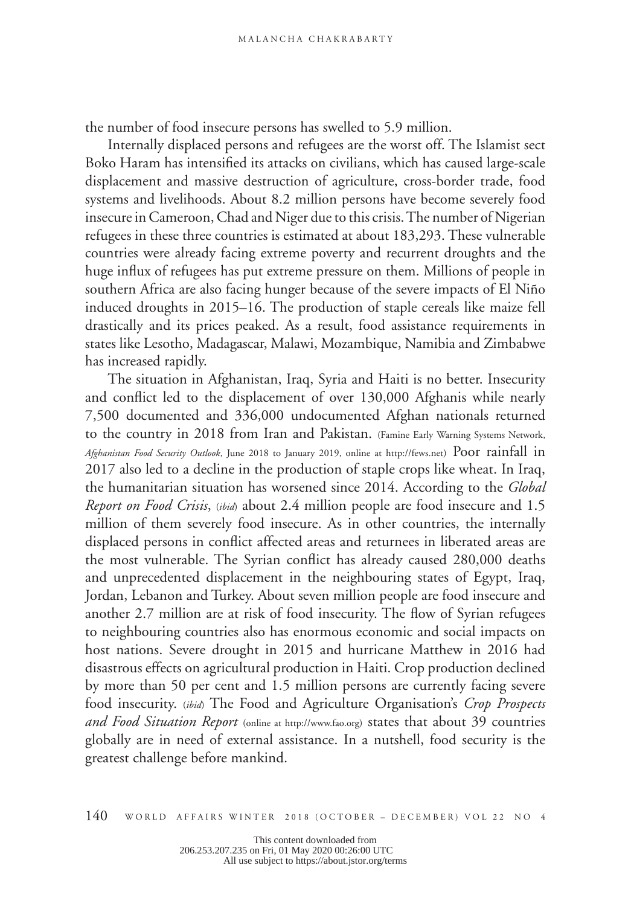the number of food insecure persons has swelled to 5.9 million.

Internally displaced persons and refugees are the worst off. The Islamist sect Boko Haram has intensified its attacks on civilians, which has caused large-scale displacement and massive destruction of agriculture, cross-border trade, food systems and livelihoods. About 8.2 million persons have become severely food insecure in Cameroon, Chad and Niger due to this crisis. The number of Nigerian refugees in these three countries is estimated at about 183,293. These vulnerable countries were already facing extreme poverty and recurrent droughts and the huge influx of refugees has put extreme pressure on them. Millions of people in southern Africa are also facing hunger because of the severe impacts of El Niño induced droughts in 2015–16. The production of staple cereals like maize fell drastically and its prices peaked. As a result, food assistance requirements in states like Lesotho, Madagascar, Malawi, Mozambique, Namibia and Zimbabwe has increased rapidly.

The situation in Afghanistan, Iraq, Syria and Haiti is no better. Insecurity and conflict led to the displacement of over 130,000 Afghanis while nearly 7,500 documented and 336,000 undocumented Afghan nationals returned to the country in 2018 from Iran and Pakistan. (Famine Early Warning Systems Network, *Afghanistan Food Security Outlook*, June 2018 to January 2019, online at http://fews.net) Poor rainfall in 2017 also led to a decline in the production of staple crops like wheat. In Iraq, the humanitarian situation has worsened since 2014. According to the *Global Report on Food Crisis*, (*ibid*) about 2.4 million people are food insecure and 1.5 million of them severely food insecure. As in other countries, the internally displaced persons in conflict affected areas and returnees in liberated areas are the most vulnerable. The Syrian conflict has already caused 280,000 deaths and unprecedented displacement in the neighbouring states of Egypt, Iraq, Jordan, Lebanon and Turkey. About seven million people are food insecure and another 2.7 million are at risk of food insecurity. The flow of Syrian refugees to neighbouring countries also has enormous economic and social impacts on host nations. Severe drought in 2015 and hurricane Matthew in 2016 had disastrous effects on agricultural production in Haiti. Crop production declined by more than 50 per cent and 1.5 million persons are currently facing severe food insecurity. (*ibid*) The Food and Agriculture Organisation's *Crop Prospects and Food Situation Report* (online at http://www.fao.org) states that about 39 countries globally are in need of external assistance. In a nutshell, food security is the greatest challenge before mankind.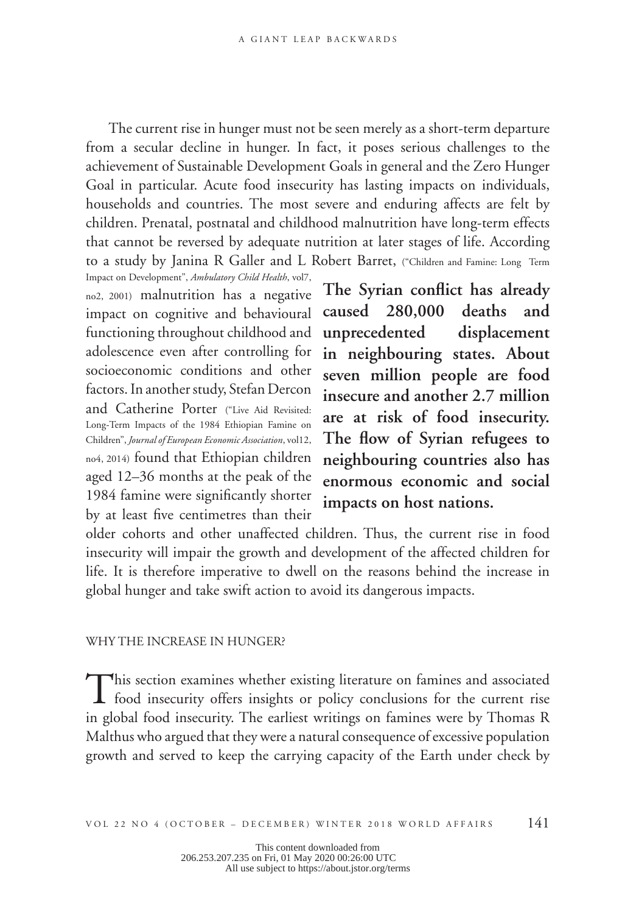The current rise in hunger must not be seen merely as a short-term departure from a secular decline in hunger. In fact, it poses serious challenges to the achievement of Sustainable Development Goals in general and the Zero Hunger Goal in particular. Acute food insecurity has lasting impacts on individuals, households and countries. The most severe and enduring affects are felt by children. Prenatal, postnatal and childhood malnutrition have long-term effects that cannot be reversed by adequate nutrition at later stages of life. According to a study by Janina R Galler and L Robert Barret, ("Children and Famine: Long Term Impact on Development", *Ambulatory Child Health*, vol7, no2, 2001) malnutrition has a negative impact on cognitive and behavioural functioning throughout childhood and adolescence even after controlling for socioeconomic conditions and other factors. In another study, Stefan Dercon and Catherine Porter ("Live Aid Revisited: Long-Term Impacts of the 1984 Ethiopian Famine on Children", *Journal of European Economic Association*, vol12, no4, 2014) found that Ethiopian children aged 12–36 months at the peak of the 1984 famine were significantly shorter by at least five centimetres than their older cohorts and other unaffected children. Thus, the current rise in food insecurity will impair the growth and development of the affected children for life. It is therefore imperative to dwell on the reasons behind the increase in global hunger and take swift action to avoid its dangerous impacts.

**The Syrian conflict has already caused 280,000 deaths and unprecedented displacement in neighbouring states. About seven million people are food insecure and another 2.7 million are at risk of food insecurity. The flow of Syrian refugees to neighbouring countries also has enormous economic and social impacts on host nations.**

## WHY THE INCREASE IN HUNGER?

This section examines whether existing literature on famines and associated food insecurity offers insights or policy conclusions for the current rise in global food insecurity. The earliest writings on famines were by Thomas R Malthus who argued that they were a natural consequence of excessive population growth and served to keep the carrying capacity of the Earth under check by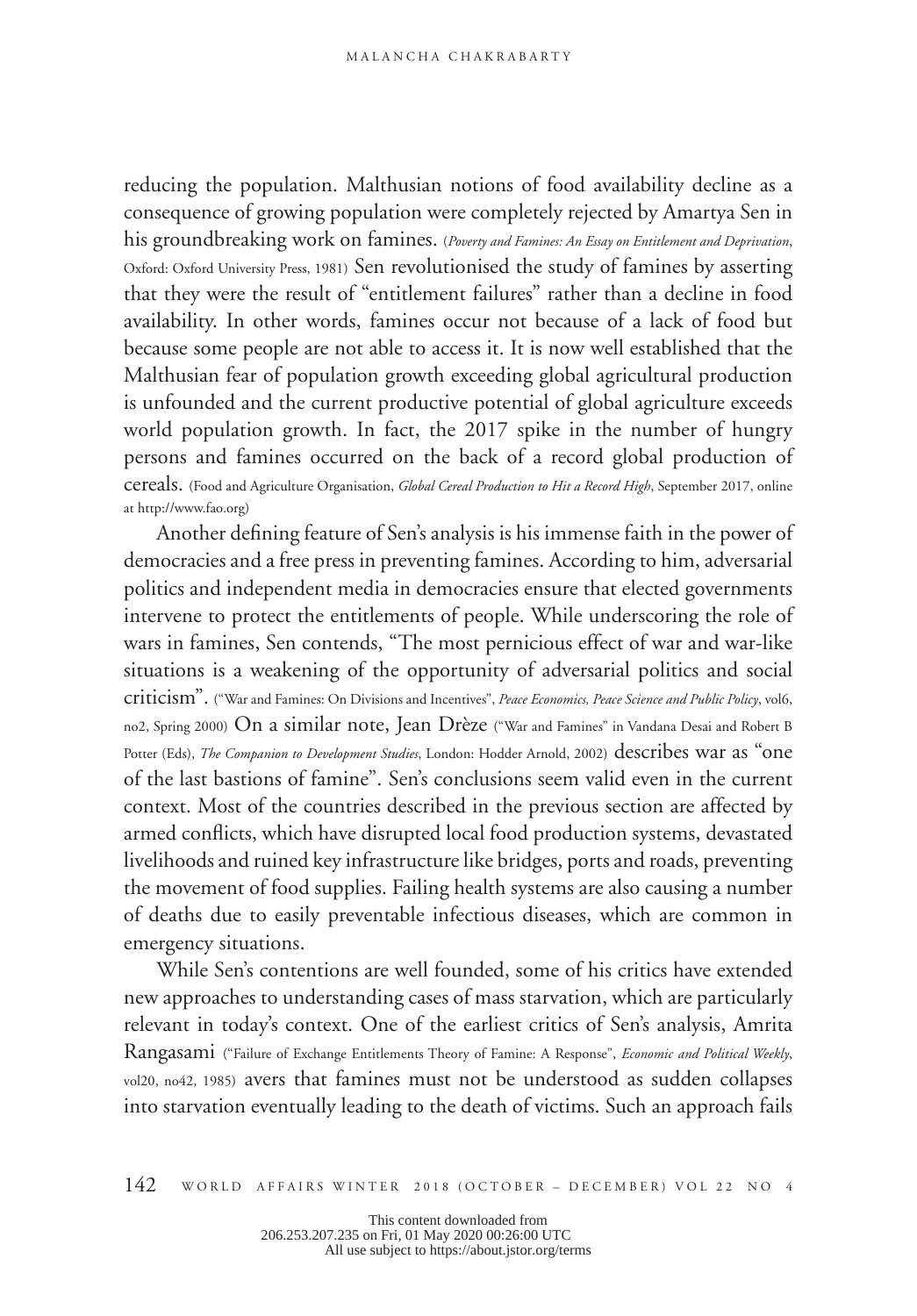reducing the population. Malthusian notions of food availability decline as a consequence of growing population were completely rejected by Amartya Sen in his groundbreaking work on famines. (*Poverty and Famines: An Essay on Entitlement and Deprivation*, Oxford: Oxford University Press, 1981) Sen revolutionised the study of famines by asserting that they were the result of "entitlement failures" rather than a decline in food availability. In other words, famines occur not because of a lack of food but because some people are not able to access it. It is now well established that the Malthusian fear of population growth exceeding global agricultural production is unfounded and the current productive potential of global agriculture exceeds world population growth. In fact, the 2017 spike in the number of hungry persons and famines occurred on the back of a record global production of cereals. (Food and Agriculture Organisation, *Global Cereal Production to Hit a Record High*, September 2017, online at http://www.fao.org)

Another defining feature of Sen's analysis is his immense faith in the power of democracies and a free press in preventing famines. According to him, adversarial politics and independent media in democracies ensure that elected governments intervene to protect the entitlements of people. While underscoring the role of wars in famines, Sen contends, "The most pernicious effect of war and war-like situations is a weakening of the opportunity of adversarial politics and social criticism". ("War and Famines: On Divisions and Incentives", *Peace Economics, Peace Science and Public Policy*, vol6, no2, Spring 2000) On a similar note, Jean Drèze ("War and Famines" in Vandana Desai and Robert B Potter (Eds), *The Companion to Development Studies*, London: Hodder Arnold, 2002) describes war as "one of the last bastions of famine". Sen's conclusions seem valid even in the current context. Most of the countries described in the previous section are affected by armed conflicts, which have disrupted local food production systems, devastated livelihoods and ruined key infrastructure like bridges, ports and roads, preventing the movement of food supplies. Failing health systems are also causing a number of deaths due to easily preventable infectious diseases, which are common in emergency situations.

While Sen's contentions are well founded, some of his critics have extended new approaches to understanding cases of mass starvation, which are particularly relevant in today's context. One of the earliest critics of Sen's analysis, Amrita Rangasami ("Failure of Exchange Entitlements Theory of Famine: A Response", *Economic and Political Weekly*, vol20, no42, 1985) avers that famines must not be understood as sudden collapses into starvation eventually leading to the death of victims. Such an approach fails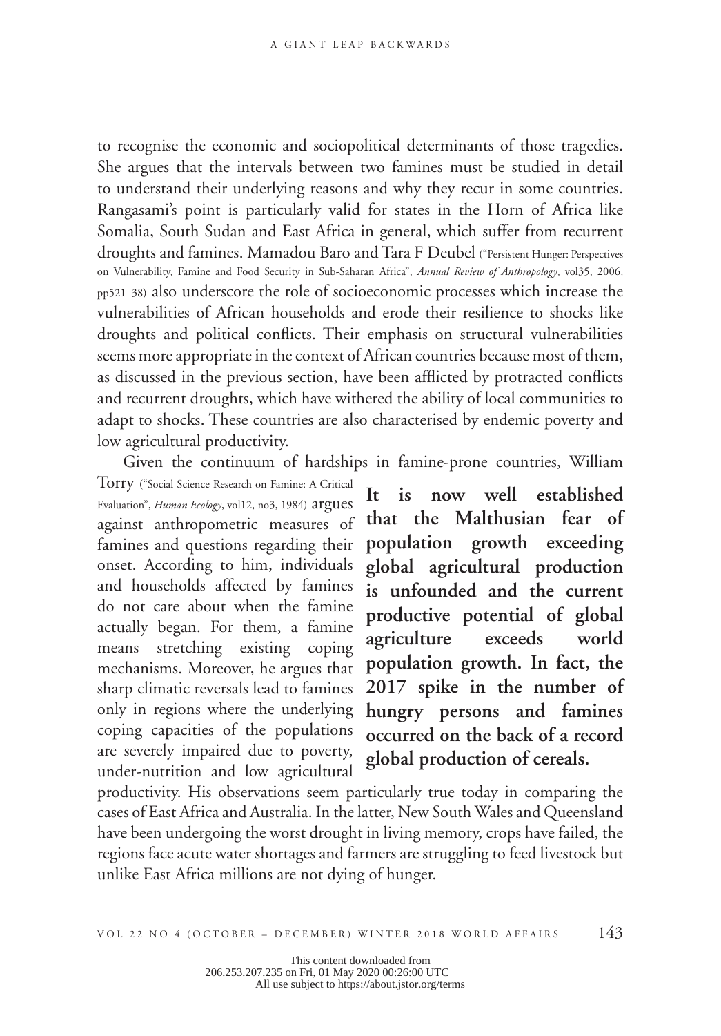to recognise the economic and sociopolitical determinants of those tragedies. She argues that the intervals between two famines must be studied in detail to understand their underlying reasons and why they recur in some countries. Rangasami's point is particularly valid for states in the Horn of Africa like Somalia, South Sudan and East Africa in general, which suffer from recurrent droughts and famines. Mamadou Baro and Tara F Deubel ("Persistent Hunger: Perspectives on Vulnerability, Famine and Food Security in Sub-Saharan Africa", *Annual Review of Anthropology*, vol35, 2006, pp521–38) also underscore the role of socioeconomic processes which increase the vulnerabilities of African households and erode their resilience to shocks like droughts and political conflicts. Their emphasis on structural vulnerabilities seems more appropriate in the context of African countries because most of them, as discussed in the previous section, have been afflicted by protracted conflicts and recurrent droughts, which have withered the ability of local communities to adapt to shocks. These countries are also characterised by endemic poverty and low agricultural productivity.

Given the continuum of hardships in famine-prone countries, William Torry ("Social Science Research on Famine: A Critical Evaluation", *Human Ecology*, vol12, no3, 1984) argues against anthropometric measures of famines and questions regarding their onset. According to him, individuals and households affected by famines do not care about when the famine actually began. For them, a famine means stretching existing coping mechanisms. Moreover, he argues that sharp climatic reversals lead to famines only in regions where the underlying coping capacities of the populations are severely impaired due to poverty, under-nutrition and low agricultural productivity. His observations seem particularly true today in comparing the cases of East Africa and Australia. In the latter, New South Wales and Queensland have been undergoing the worst drought in living memory, crops have failed, the regions face acute water shortages and farmers are struggling to feed livestock but unlike East Africa millions are not dying of hunger.

**It is now well established that the Malthusian fear of population growth exceeding global agricultural production is unfounded and the current productive potential of global agriculture exceeds world population growth. In fact, the 2017 spike in the number of hungry persons and famines occurred on the back of a record global production of cereals.**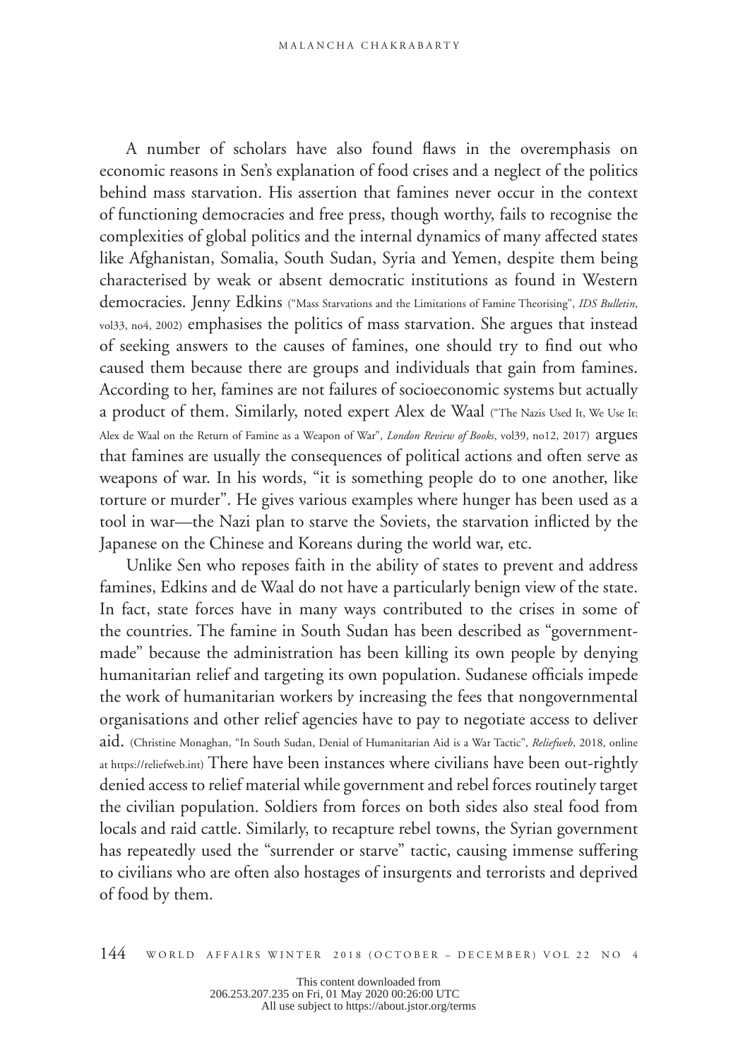A number of scholars have also found flaws in the overemphasis on economic reasons in Sen's explanation of food crises and a neglect of the politics behind mass starvation. His assertion that famines never occur in the context of functioning democracies and free press, though worthy, fails to recognise the complexities of global politics and the internal dynamics of many affected states like Afghanistan, Somalia, South Sudan, Syria and Yemen, despite them being characterised by weak or absent democratic institutions as found in Western democracies. Jenny Edkins ("Mass Starvations and the Limitations of Famine Theorising", *IDS Bulletin*, vol33, no4, 2002) emphasises the politics of mass starvation. She argues that instead of seeking answers to the causes of famines, one should try to find out who caused them because there are groups and individuals that gain from famines. According to her, famines are not failures of socioeconomic systems but actually a product of them. Similarly, noted expert Alex de Waal ("The Nazis Used It, We Use It: Alex de Waal on the Return of Famine as a Weapon of War", *London Review of Books*, vol39, no12, 2017) argues that famines are usually the consequences of political actions and often serve as weapons of war. In his words, "it is something people do to one another, like torture or murder". He gives various examples where hunger has been used as a tool in war—the Nazi plan to starve the Soviets, the starvation inflicted by the Japanese on the Chinese and Koreans during the world war, etc.

Unlike Sen who reposes faith in the ability of states to prevent and address famines, Edkins and de Waal do not have a particularly benign view of the state. In fact, state forces have in many ways contributed to the crises in some of the countries. The famine in South Sudan has been described as "government-made" because the administration has been killing its own people by denying humanitarian relief and targeting its own population. Sudanese officials impede the work of humanitarian workers by increasing the fees that nongovernmental organisations and other relief agencies have to pay to negotiate access to deliver aid. (Christine Monaghan, "In South Sudan, Denial of Humanitarian Aid is a War Tactic", *Reliefweb*, 2018, online at https://reliefweb.int) There have been instances where civilians have been out-rightly denied access to relief material while government and rebel forces routinely target the civilian population. Soldiers from forces on both sides also steal food from locals and raid cattle. Similarly, to recapture rebel towns, the Syrian government has repeatedly used the "surrender or starve" tactic, causing immense suffering to civilians who are often also hostages of insurgents and terrorists and deprived of food by them.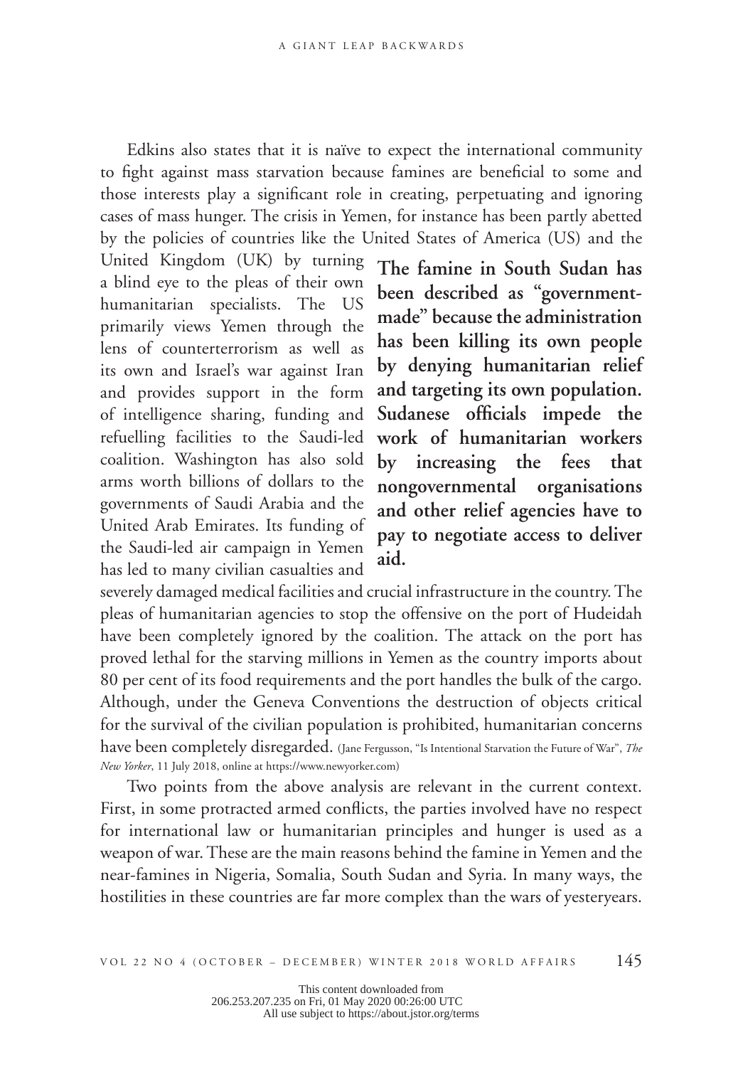Edkins also states that it is naïve to expect the international community to fight against mass starvation because famines are beneficial to some and those interests play a significant role in creating, perpetuating and ignoring cases of mass hunger. The crisis in Yemen, for instance has been partly abetted by the policies of countries like the United States of America (US) and the United Kingdom (UK) by turning a blind eye to the pleas of their own humanitarian specialists. The US primarily views Yemen through the lens of counterterrorism as well as its own and Israel's war against Iran and provides support in the form of intelligence sharing, funding and refuelling facilities to the Saudi-led coalition. Washington has also sold arms worth billions of dollars to the governments of Saudi Arabia and the United Arab Emirates. Its funding of the Saudi-led air campaign in Yemen has led to many civilian casualties and severely damaged medical facilities and crucial infrastructure in the country. The pleas of humanitarian agencies to stop the offensive on the port of Hudeidah have been completely ignored by the coalition. The attack on the port has proved lethal for the starving millions in Yemen as the country imports about 80 per cent of its food requirements and the port handles the bulk of the cargo. Although, under the Geneva Conventions the destruction of objects critical for the survival of the civilian population is prohibited, humanitarian concerns have been completely disregarded. (Jane Fergusson, "Is Intentional Starvation the Future of War", *The New Yorker*, 11 July 2018, online at https://www.newyorker.com)

**The famine in South Sudan has been described as "government-made" because the administration has been killing its own people by denying humanitarian relief and targeting its own population. Sudanese officials impede the work of humanitarian workers by increasing the fees that nongovernmental organisations and other relief agencies have to pay to negotiate access to deliver aid.**

Two points from the above analysis are relevant in the current context. First, in some protracted armed conflicts, the parties involved have no respect for international law or humanitarian principles and hunger is used as a weapon of war. These are the main reasons behind the famine in Yemen and the near-famines in Nigeria, Somalia, South Sudan and Syria. In many ways, the hostilities in these countries are far more complex than the wars of yesteryears.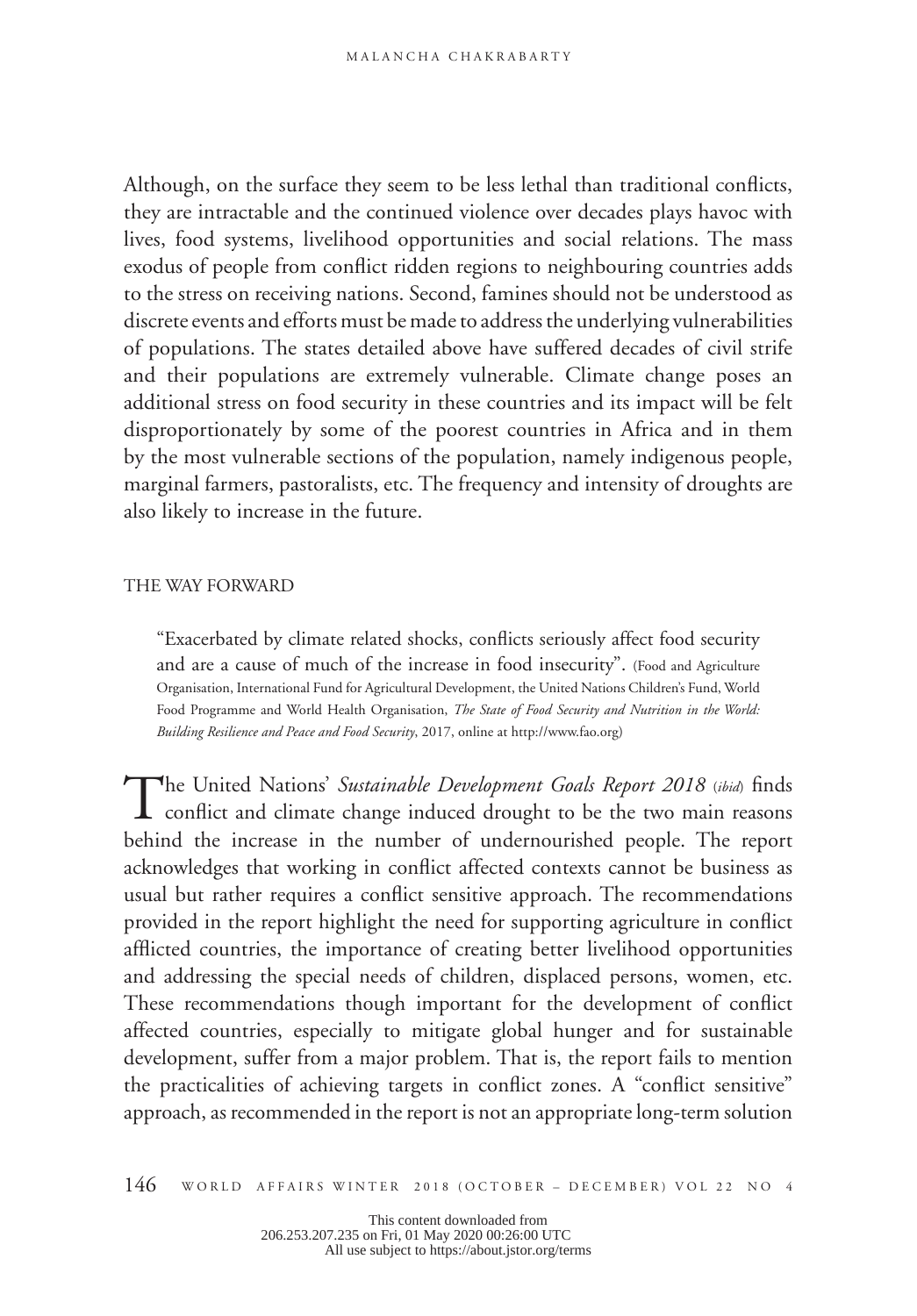Although, on the surface they seem to be less lethal than traditional conflicts, they are intractable and the continued violence over decades plays havoc with lives, food systems, livelihood opportunities and social relations. The mass exodus of people from conflict ridden regions to neighbouring countries adds to the stress on receiving nations. Second, famines should not be understood as discrete events and efforts must be made to address the underlying vulnerabilities of populations. The states detailed above have suffered decades of civil strife and their populations are extremely vulnerable. Climate change poses an additional stress on food security in these countries and its impact will be felt disproportionately by some of the poorest countries in Africa and in them by the most vulnerable sections of the population, namely indigenous people, marginal farmers, pastoralists, etc. The frequency and intensity of droughts are also likely to increase in the future.

## THE WAY FORWARD

> "Exacerbated by climate related shocks, conflicts seriously affect food security and are a cause of much of the increase in food insecurity". (Food and Agriculture Organisation, International Fund for Agricultural Development, the United Nations Children's Fund, World Food Programme and World Health Organisation, *The State of Food Security and Nutrition in the World: Building Resilience and Peace and Food Security*, 2017, online at http://www.fao.org)

The United Nations' *Sustainable Development Goals Report 2018* (*ibid*) finds conflict and climate change induced drought to be the two main reasons behind the increase in the number of undernourished people. The report acknowledges that working in conflict affected contexts cannot be business as usual but rather requires a conflict sensitive approach. The recommendations provided in the report highlight the need for supporting agriculture in conflict afflicted countries, the importance of creating better livelihood opportunities and addressing the special needs of children, displaced persons, women, etc. These recommendations though important for the development of conflict affected countries, especially to mitigate global hunger and for sustainable development, suffer from a major problem. That is, the report fails to mention the practicalities of achieving targets in conflict zones. A "conflict sensitive" approach, as recommended in the report is not an appropriate long-term solution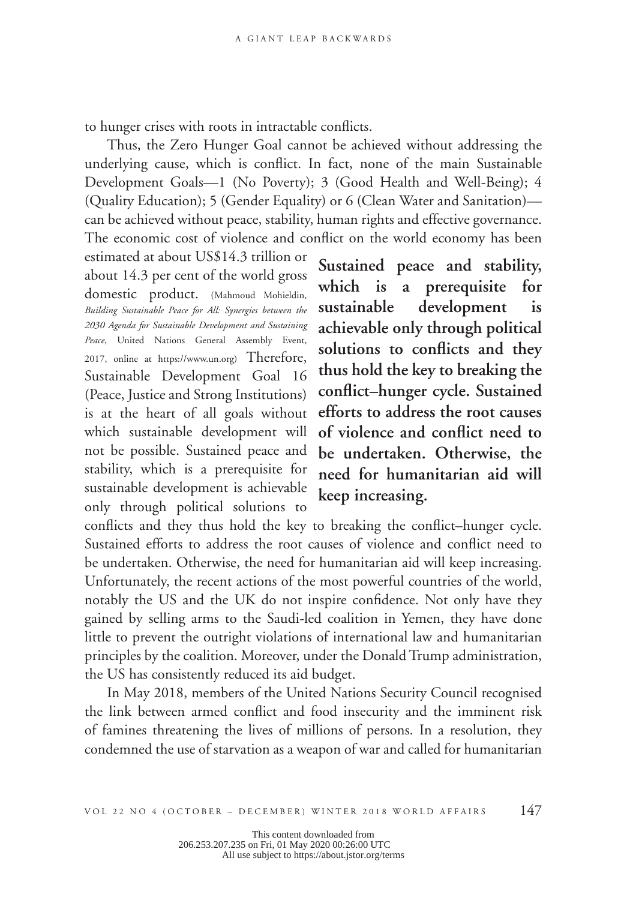to hunger crises with roots in intractable conflicts.

Thus, the Zero Hunger Goal cannot be achieved without addressing the underlying cause, which is conflict. In fact, none of the main Sustainable Development Goals—1 (No Poverty); 3 (Good Health and Well-Being); 4 (Quality Education); 5 (Gender Equality) or 6 (Clean Water and Sanitation)—can be achieved without peace, stability, human rights and effective governance. The economic cost of violence and conflict on the world economy has been estimated at about US$14.3 trillion or about 14.3 per cent of the world gross domestic product. (Mahmoud Mohieldin, *Building Sustainable Peace for All: Synergies between the 2030 Agenda for Sustainable Development and Sustaining Peace*, United Nations General Assembly Event, 2017, online at https://www.un.org) Therefore, Sustainable Development Goal 16 (Peace, Justice and Strong Institutions) is at the heart of all goals without which sustainable development will not be possible. Sustained peace and stability, which is a prerequisite for sustainable development is achievable only through political solutions to conflicts and they thus hold the key to breaking the conflict–hunger cycle. Sustained efforts to address the root causes of violence and conflict need to be undertaken. Otherwise, the need for humanitarian aid will keep increasing. Unfortunately, the recent actions of the most powerful countries of the world, notably the US and the UK do not inspire confidence. Not only have they gained by selling arms to the Saudi-led coalition in Yemen, they have done little to prevent the outright violations of international law and humanitarian principles by the coalition. Moreover, under the Donald Trump administration, the US has consistently reduced its aid budget.

**Sustained peace and stability, which is a prerequisite for sustainable development is achievable only through political solutions to conflicts and they thus hold the key to breaking the conflict–hunger cycle. Sustained efforts to address the root causes of violence and conflict need to be undertaken. Otherwise, the need for humanitarian aid will keep increasing.**

In May 2018, members of the United Nations Security Council recognised the link between armed conflict and food insecurity and the imminent risk of famines threatening the lives of millions of persons. In a resolution, they condemned the use of starvation as a weapon of war and called for humanitarian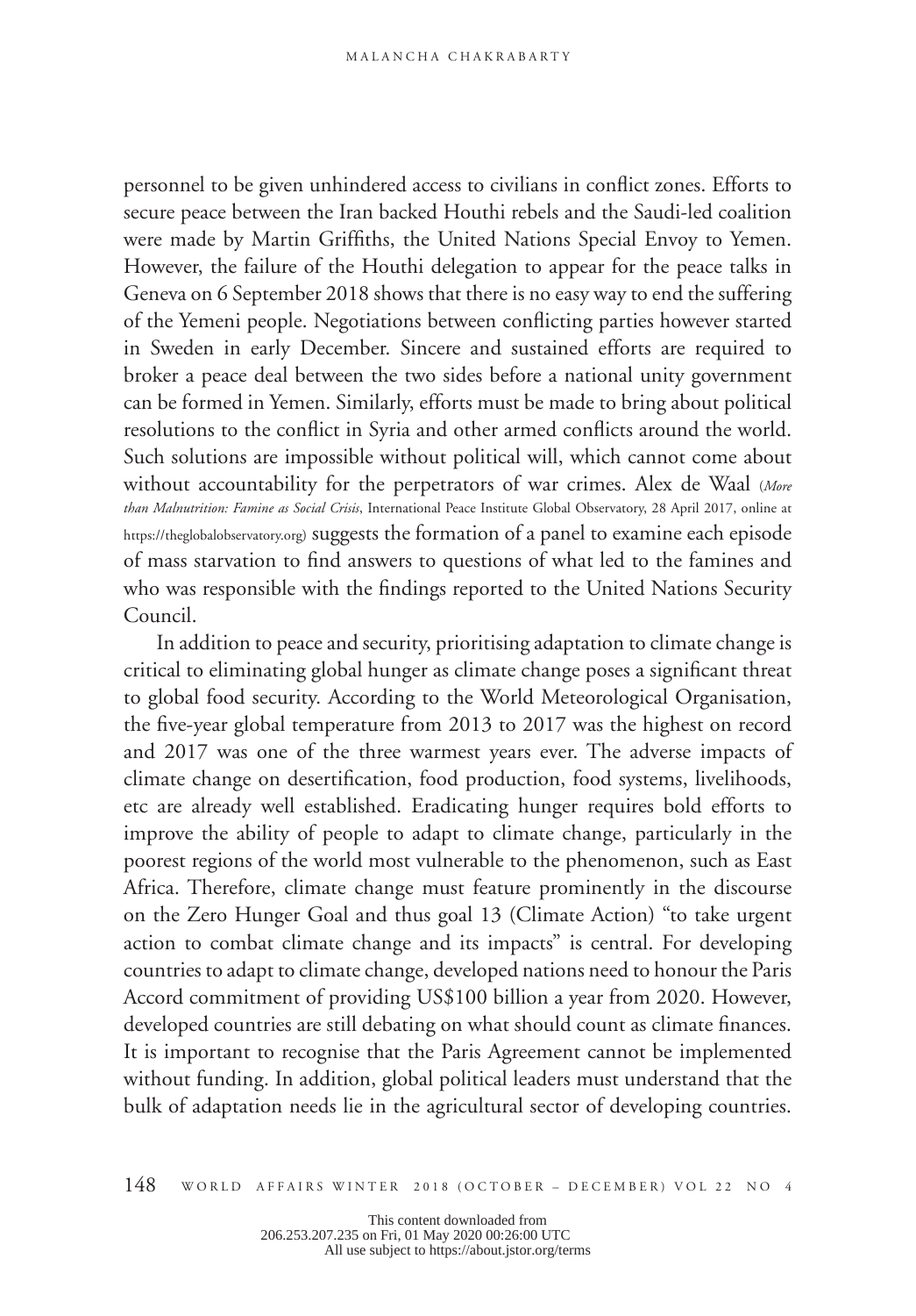personnel to be given unhindered access to civilians in conflict zones. Efforts to secure peace between the Iran backed Houthi rebels and the Saudi-led coalition were made by Martin Griffiths, the United Nations Special Envoy to Yemen. However, the failure of the Houthi delegation to appear for the peace talks in Geneva on 6 September 2018 shows that there is no easy way to end the suffering of the Yemeni people. Negotiations between conflicting parties however started in Sweden in early December. Sincere and sustained efforts are required to broker a peace deal between the two sides before a national unity government can be formed in Yemen. Similarly, efforts must be made to bring about political resolutions to the conflict in Syria and other armed conflicts around the world. Such solutions are impossible without political will, which cannot come about without accountability for the perpetrators of war crimes. Alex de Waal (*More than Malnutrition: Famine as Social Crisis*, International Peace Institute Global Observatory, 28 April 2017, online at https://theglobalobservatory.org) suggests the formation of a panel to examine each episode of mass starvation to find answers to questions of what led to the famines and who was responsible with the findings reported to the United Nations Security Council.

In addition to peace and security, prioritising adaptation to climate change is critical to eliminating global hunger as climate change poses a significant threat to global food security. According to the World Meteorological Organisation, the five-year global temperature from 2013 to 2017 was the highest on record and 2017 was one of the three warmest years ever. The adverse impacts of climate change on desertification, food production, food systems, livelihoods, etc are already well established. Eradicating hunger requires bold efforts to improve the ability of people to adapt to climate change, particularly in the poorest regions of the world most vulnerable to the phenomenon, such as East Africa. Therefore, climate change must feature prominently in the discourse on the Zero Hunger Goal and thus goal 13 (Climate Action) "to take urgent action to combat climate change and its impacts" is central. For developing countries to adapt to climate change, developed nations need to honour the Paris Accord commitment of providing US$100 billion a year from 2020. However, developed countries are still debating on what should count as climate finances. It is important to recognise that the Paris Agreement cannot be implemented without funding. In addition, global political leaders must understand that the bulk of adaptation needs lie in the agricultural sector of developing countries.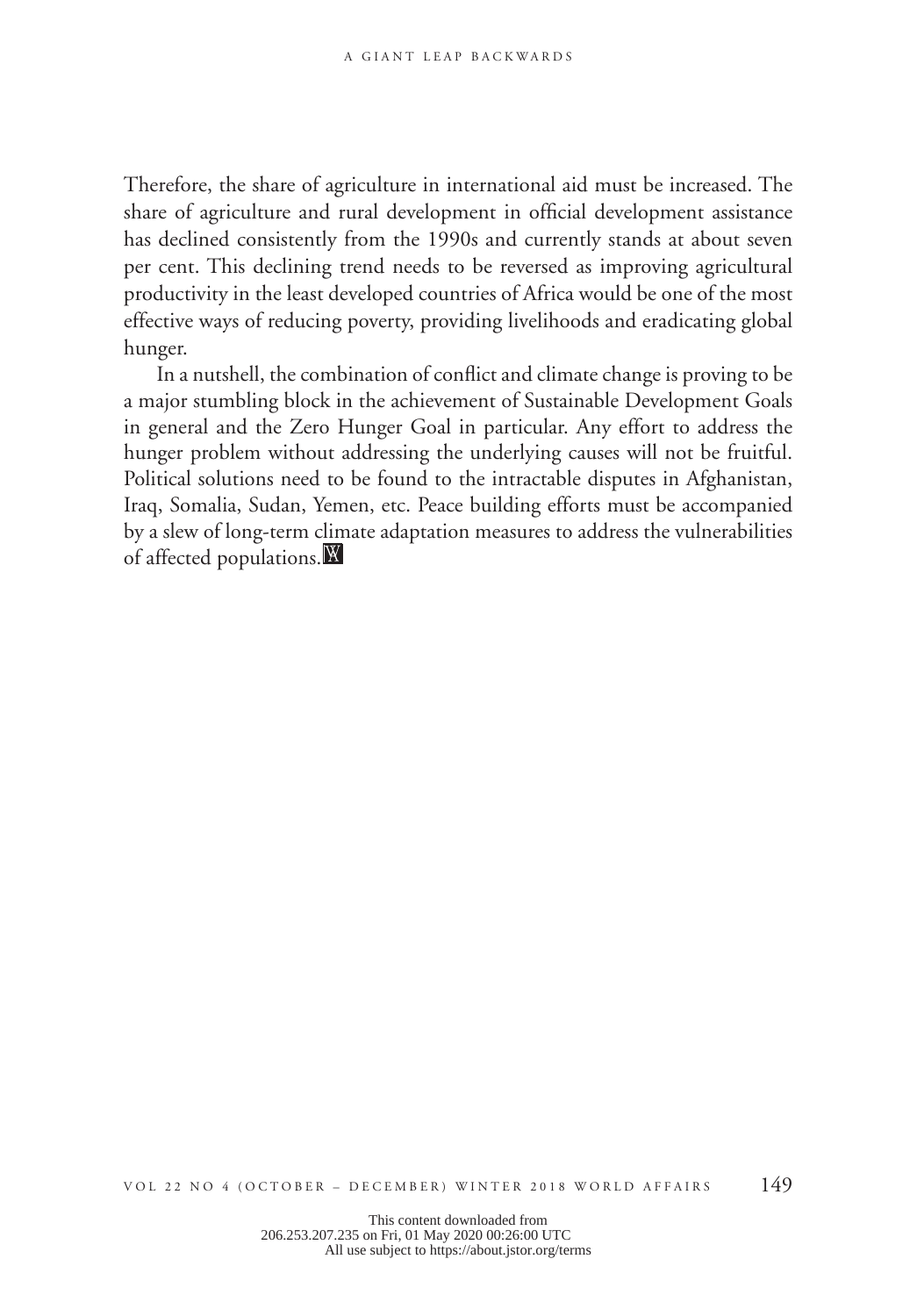Therefore, the share of agriculture in international aid must be increased. The share of agriculture and rural development in official development assistance has declined consistently from the 1990s and currently stands at about seven per cent. This declining trend needs to be reversed as improving agricultural productivity in the least developed countries of Africa would be one of the most effective ways of reducing poverty, providing livelihoods and eradicating global hunger.

In a nutshell, the combination of conflict and climate change is proving to be a major stumbling block in the achievement of Sustainable Development Goals in general and the Zero Hunger Goal in particular. Any effort to address the hunger problem without addressing the underlying causes will not be fruitful. Political solutions need to be found to the intractable disputes in Afghanistan, Iraq, Somalia, Sudan, Yemen, etc. Peace building efforts must be accompanied by a slew of long-term climate adaptation measures to address the vulnerabilities of affected populations.